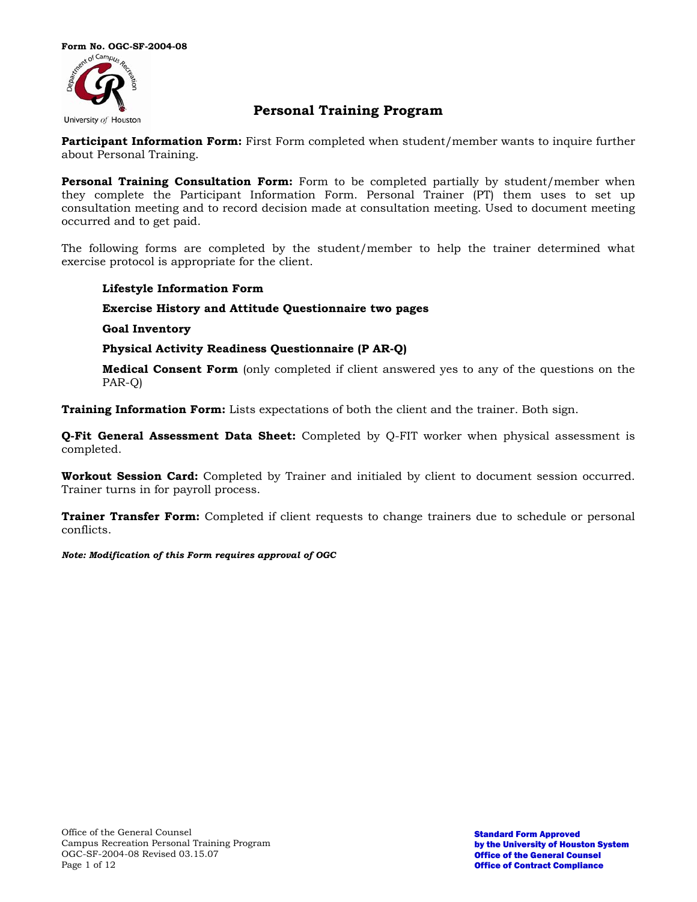Form No. OGC-SF-2004-08

University of Houston

# Personal Training Program

**Participant Information Form:** First Form completed when student/member wants to inquire further about Personal Training.

**Personal Training Consultation Form:** Form to be completed partially by student/member when they complete the Participant Information Form. Personal Trainer (PT) them uses to set up consultation meeting and to record decision made at consultation meeting. Used to document meeting occurred and to get paid.

The following forms are completed by the student/member to help the trainer determined what exercise protocol is appropriate for the client.

> **Lifestyle Information Form**
>
> **Exercise History and Attitude Questionnaire two pages**
>
> **Goal Inventory**
>
> **Physical Activity Readiness Questionnaire (P AR-Q)**
>
> **Medical Consent Form** (only completed if client answered yes to any of the questions on the PAR-Q)

**Training Information Form:** Lists expectations of both the client and the trainer. Both sign.

**Q-Fit General Assessment Data Sheet:** Completed by Q-FIT worker when physical assessment is completed.

**Workout Session Card:** Completed by Trainer and initialed by client to document session occurred. Trainer turns in for payroll process.

**Trainer Transfer Form:** Completed if client requests to change trainers due to schedule or personal conflicts.

***Note: Modification of this Form requires approval of OGC***

Office of the General Counsel
Campus Recreation Personal Training Program
OGC-SF-2004-08 Revised 03.15.07

**Standard Form Approved by the University of Houston System Office of the General Counsel Office of Contract Compliance**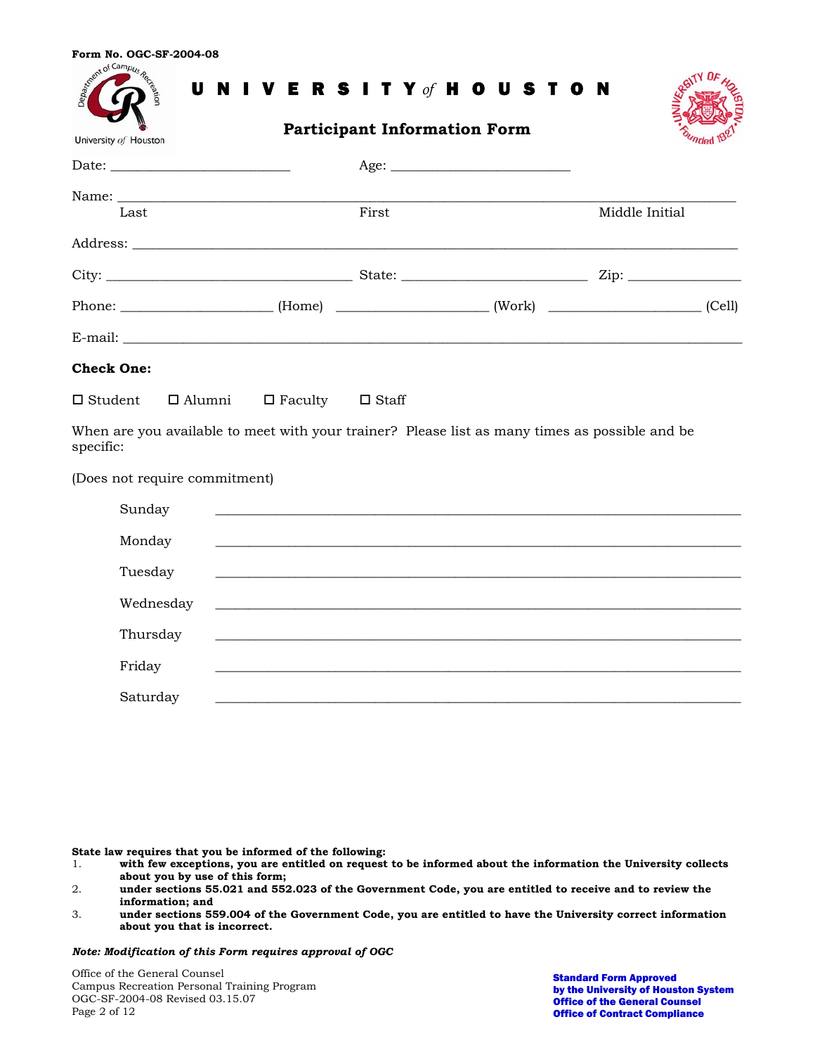Form No. OGC-SF-2004-08

UNIVERSITY *of* HOUSTON

## Participant Information Form

Date: ________________________ Age: ________________________

Name: ______________________________________________________________________
Last First Middle Initial

Address: ____________________________________________________________________

City: _________________________________ State: ________________________ Zip: ______________

Phone: ____________________ (Home) ____________________ (Work) ____________________ (Cell)

E-mail: _____________________________________________________________________

**Check One:**

☐ Student ☐ Alumni ☐ Faculty ☐ Staff

When are you available to meet with your trainer? Please list as many times as possible and be specific:

(Does not require commitment)

Sunday ____________________________________________________________________

Monday ____________________________________________________________________

Tuesday ____________________________________________________________________

Wednesday ____________________________________________________________________

Thursday ____________________________________________________________________

Friday ____________________________________________________________________

Saturday ____________________________________________________________________

**State law requires that you be informed of the following:**

1. **with few exceptions, you are entitled on request to be informed about the information the University collects about you by use of this form;**
2. **under sections 55.021 and 552.023 of the Government Code, you are entitled to receive and to review the information; and**
3. **under sections 559.004 of the Government Code, you are entitled to have the University correct information about you that is incorrect.**

***Note: Modification of this Form requires approval of OGC***

Office of the General Counsel
Campus Recreation Personal Training Program
OGC-SF-2004-08 Revised 03.15.07

**Standard Form Approved by the University of Houston System Office of the General Counsel Office of Contract Compliance**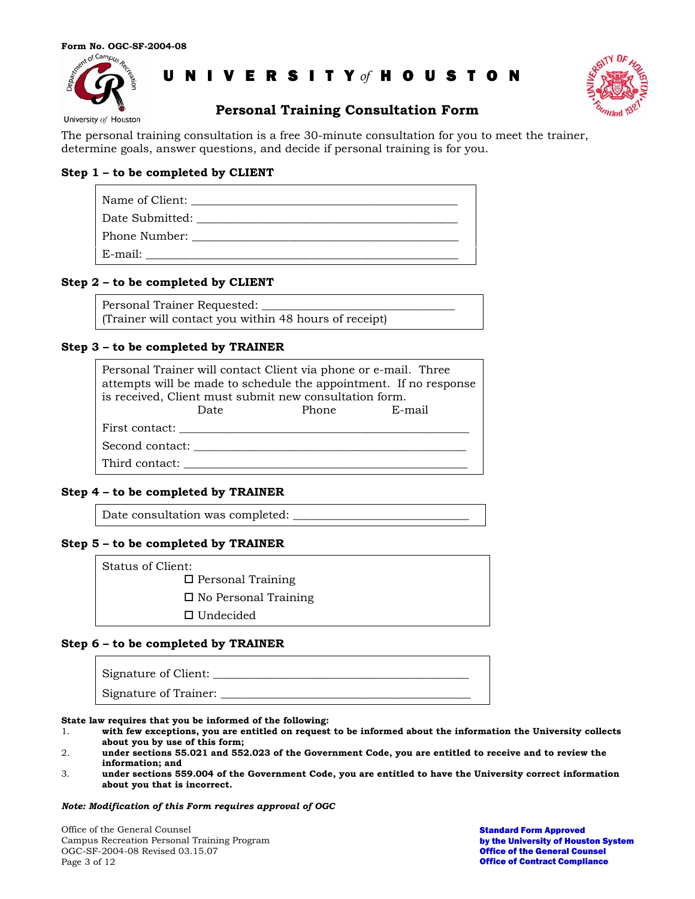Form No. OGC-SF-2004-08

UNIVERSITY of HOUSTON

# Personal Training Consultation Form

The personal training consultation is a free 30-minute consultation for you to meet the trainer, determine goals, answer questions, and decide if personal training is for you.

**Step 1 – to be completed by CLIENT**

Name of Client: ____________________________________________

Date Submitted: ____________________________________________

Phone Number: ____________________________________________

E-mail: ___________________________________________________

**Step 2 – to be completed by CLIENT**

Personal Trainer Requested: ______________________________
(Trainer will contact you within 48 hours of receipt)

**Step 3 – to be completed by TRAINER**

Personal Trainer will contact Client via phone or e-mail. Three attempts will be made to schedule the appointment. If no response is received, Client must submit new consultation form.

| | Date | Phone | E-mail |
|---|---|---|---|
| First contact: | | | |
| Second contact: | | | |
| Third contact: | | | |

**Step 4 – to be completed by TRAINER**

Date consultation was completed: ____________________________

**Step 5 – to be completed by TRAINER**

Status of Client:

- ☐ Personal Training
- ☐ No Personal Training
- ☐ Undecided

**Step 6 – to be completed by TRAINER**

Signature of Client: ____________________________________________

Signature of Trainer: ___________________________________________

**State law requires that you be informed of the following:**

1. **with few exceptions, you are entitled on request to be informed about the information the University collects about you by use of this form;**
2. **under sections 55.021 and 552.023 of the Government Code, you are entitled to receive and to review the information; and**
3. **under sections 559.004 of the Government Code, you are entitled to have the University correct information about you that is incorrect.**

***Note: Modification of this Form requires approval of OGC***

Office of the General Counsel
Campus Recreation Personal Training Program
OGC-SF-2004-08 Revised 03.15.07

**Standard Form Approved**
**by the University of Houston System**
**Office of the General Counsel**
**Office of Contract Compliance**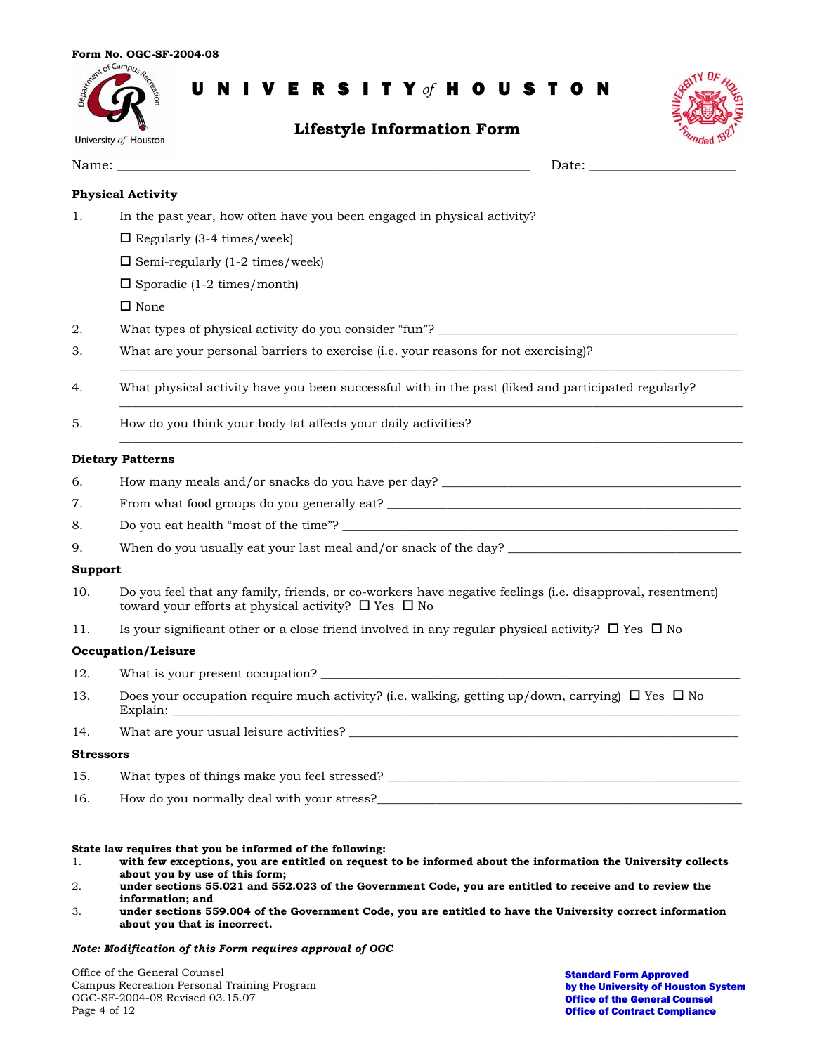Form No. OGC-SF-2004-08

# UNIVERSITY *of* HOUSTON

## Lifestyle Information Form

Name: ____________________________________________ Date: ________________

### Physical Activity

1. In the past year, how often have you been engaged in physical activity?

   ☐ Regularly (3-4 times/week)

   ☐ Semi-regularly (1-2 times/week)

   ☐ Sporadic (1-2 times/month)

   ☐ None

2. What types of physical activity do you consider "fun"? ________________________________

3. What are your personal barriers to exercise (i.e. your reasons for not exercising)?

   ____________________________________________________________________

4. What physical activity have you been successful with in the past (liked and participated regularly?

   ____________________________________________________________________

5. How do you think your body fat affects your daily activities?

   ____________________________________________________________________

### Dietary Patterns

6. How many meals and/or snacks do you have per day? ________________________________
7. From what food groups do you generally eat? ____________________________________
8. Do you eat health "most of the time"? ________________________________________
9. When do you usually eat your last meal and/or snack of the day? ________________________

### Support

10. Do you feel that any family, friends, or co-workers have negative feelings (i.e. disapproval, resentment) toward your efforts at physical activity? ☐ Yes ☐ No

11. Is your significant other or a close friend involved in any regular physical activity? ☐ Yes ☐ No

### Occupation/Leisure

12. What is your present occupation? ____________________________________________

13. Does your occupation require much activity? (i.e. walking, getting up/down, carrying) ☐ Yes ☐ No
    Explain: ________________________________________________________________

14. What are your usual leisure activities? ________________________________________

### Stressors

15. What types of things make you feel stressed? ____________________________________

16. How do you normally deal with your stress?______________________________________

**State law requires that you be informed of the following:**

1. **with few exceptions, you are entitled on request to be informed about the information the University collects about you by use of this form;**
2. **under sections 55.021 and 552.023 of the Government Code, you are entitled to receive and to review the information; and**
3. **under sections 559.004 of the Government Code, you are entitled to have the University correct information about you that is incorrect.**

***Note: Modification of this Form requires approval of OGC***

Office of the General Counsel
Campus Recreation Personal Training Program
OGC-SF-2004-08 Revised 03.15.07

**Standard Form Approved**
**by the University of Houston System**
**Office of the General Counsel**
**Office of Contract Compliance**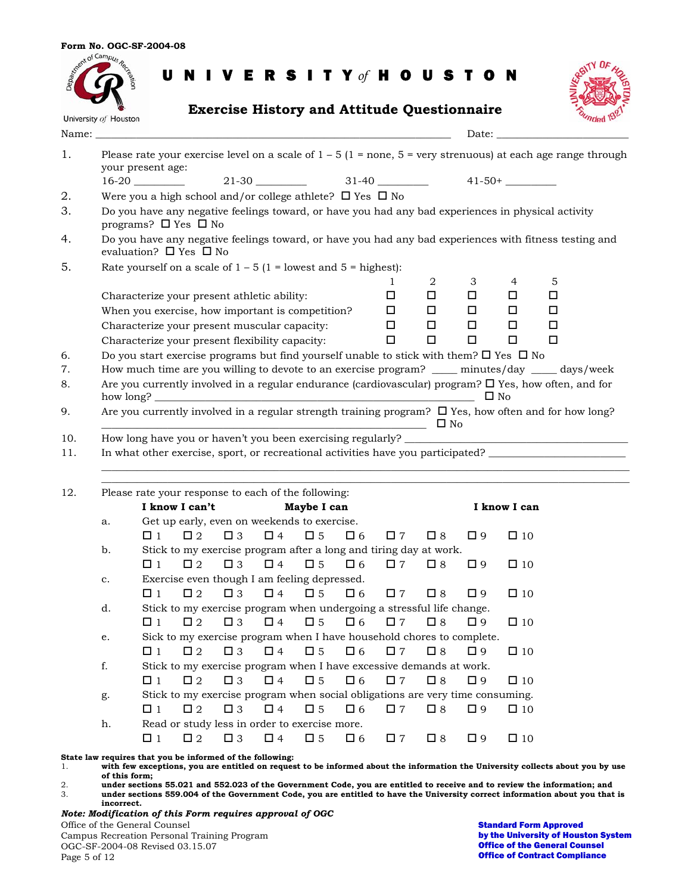**Form No. OGC-SF-2004-08**

# UNIVERSITY of HOUSTON

## Exercise History and Attitude Questionnaire

Name: ______________________________________________ Date: ____________________

1. Please rate your exercise level on a scale of 1 – 5 (1 = none, 5 = very strenuous) at each age range through your present age:
   16-20 _________ 21-30 _________ 31-40 _________ 41-50+ _________
2. Were you a high school and/or college athlete? ☐ Yes ☐ No
3. Do you have any negative feelings toward, or have you had any bad experiences in physical activity programs? ☐ Yes ☐ No
4. Do you have any negative feelings toward, or have you had any bad experiences with fitness testing and evaluation? ☐ Yes ☐ No
5. Rate yourself on a scale of 1 – 5 (1 = lowest and 5 = highest):

| | 1 | 2 | 3 | 4 | 5 |
|---|---|---|---|---|---|
| Characterize your present athletic ability: | ☐ | ☐ | ☐ | ☐ | ☐ |
| When you exercise, how important is competition? | ☐ | ☐ | ☐ | ☐ | ☐ |
| Characterize your present muscular capacity: | ☐ | ☐ | ☐ | ☐ | ☐ |
| Characterize your present flexibility capacity: | ☐ | ☐ | ☐ | ☐ | ☐ |

6. Do you start exercise programs but find yourself unable to stick with them? ☐ Yes ☐ No
7. How much time are you willing to devote to an exercise program? _____ minutes/day _____ days/week
8. Are you currently involved in a regular endurance (cardiovascular) program? ☐ Yes, how often, and for how long? ____________________________________________ ☐ No
9. Are you currently involved in a regular strength training program? ☐ Yes, how often and for how long? ____________________________________________ ☐ No
10. How long have you or haven't you been exercising regularly? ____________________________
11. In what other exercise, sport, or recreational activities have you participated? ____________________
    ______________________________________________________________________________
    ______________________________________________________________________________
12. Please rate your response to each of the following:

**I know I can't** — **Maybe I can** — **I know I can**

a. Get up early, even on weekends to exercise.
☐ 1 ☐ 2 ☐ 3 ☐ 4 ☐ 5 ☐ 6 ☐ 7 ☐ 8 ☐ 9 ☐ 10

b. Stick to my exercise program after a long and tiring day at work.
☐ 1 ☐ 2 ☐ 3 ☐ 4 ☐ 5 ☐ 6 ☐ 7 ☐ 8 ☐ 9 ☐ 10

c. Exercise even though I am feeling depressed.
☐ 1 ☐ 2 ☐ 3 ☐ 4 ☐ 5 ☐ 6 ☐ 7 ☐ 8 ☐ 9 ☐ 10

d. Stick to my exercise program when undergoing a stressful life change.
☐ 1 ☐ 2 ☐ 3 ☐ 4 ☐ 5 ☐ 6 ☐ 7 ☐ 8 ☐ 9 ☐ 10

e. Sick to my exercise program when I have household chores to complete.
☐ 1 ☐ 2 ☐ 3 ☐ 4 ☐ 5 ☐ 6 ☐ 7 ☐ 8 ☐ 9 ☐ 10

f. Stick to my exercise program when I have excessive demands at work.
☐ 1 ☐ 2 ☐ 3 ☐ 4 ☐ 5 ☐ 6 ☐ 7 ☐ 8 ☐ 9 ☐ 10

g. Stick to my exercise program when social obligations are very time consuming.
☐ 1 ☐ 2 ☐ 3 ☐ 4 ☐ 5 ☐ 6 ☐ 7 ☐ 8 ☐ 9 ☐ 10

h. Read or study less in order to exercise more.
☐ 1 ☐ 2 ☐ 3 ☐ 4 ☐ 5 ☐ 6 ☐ 7 ☐ 8 ☐ 9 ☐ 10

**State law requires that you be informed of the following:**
1. **with few exceptions, you are entitled on request to be informed about the information the University collects about you by use of this form;**
2. **under sections 55.021 and 552.023 of the Government Code, you are entitled to receive and to review the information; and**
3. **under sections 559.004 of the Government Code, you are entitled to have the University correct information about you that is incorrect.**

***Note: Modification of this Form requires approval of OGC***

Office of the General Counsel
Campus Recreation Personal Training Program
OGC-SF-2004-08 Revised 03.15.07

**Standard Form Approved by the University of Houston System Office of the General Counsel Office of Contract Compliance**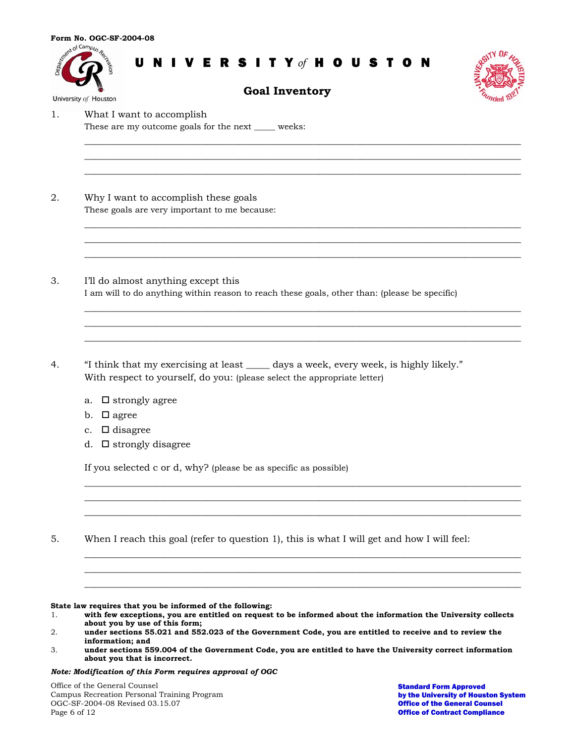Form No. OGC-SF-2004-08

# UNIVERSITY *of* HOUSTON

## Goal Inventory

1. What I want to accomplish
   These are my outcome goals for the next _____ weeks:

   ______________________________________________________________________________

   ______________________________________________________________________________

   ______________________________________________________________________________

2. Why I want to accomplish these goals
   These goals are very important to me because:

   ______________________________________________________________________________

   ______________________________________________________________________________

   ______________________________________________________________________________

3. I'll do almost anything except this
   I am will to do anything within reason to reach these goals, other than: (please be specific)

   ______________________________________________________________________________

   ______________________________________________________________________________

   ______________________________________________________________________________

4. "I think that my exercising at least _____ days a week, every week, is highly likely."
   With respect to yourself, do you: (please select the appropriate letter)

   a. ☐ strongly agree
   b. ☐ agree
   c. ☐ disagree
   d. ☐ strongly disagree

   If you selected c or d, why? (please be as specific as possible)

   ______________________________________________________________________________

   ______________________________________________________________________________

   ______________________________________________________________________________

5. When I reach this goal (refer to question 1), this is what I will get and how I will feel:

   ______________________________________________________________________________

   ______________________________________________________________________________

   ______________________________________________________________________________

**State law requires that you be informed of the following:**

1. **with few exceptions, you are entitled on request to be informed about the information the University collects about you by use of this form;**
2. **under sections 55.021 and 552.023 of the Government Code, you are entitled to receive and to review the information; and**
3. **under sections 559.004 of the Government Code, you are entitled to have the University correct information about you that is incorrect.**

***Note: Modification of this Form requires approval of OGC***

Office of the General Counsel
Campus Recreation Personal Training Program
OGC-SF-2004-08 Revised 03.15.07

**Standard Form Approved by the University of Houston System Office of the General Counsel Office of Contract Compliance**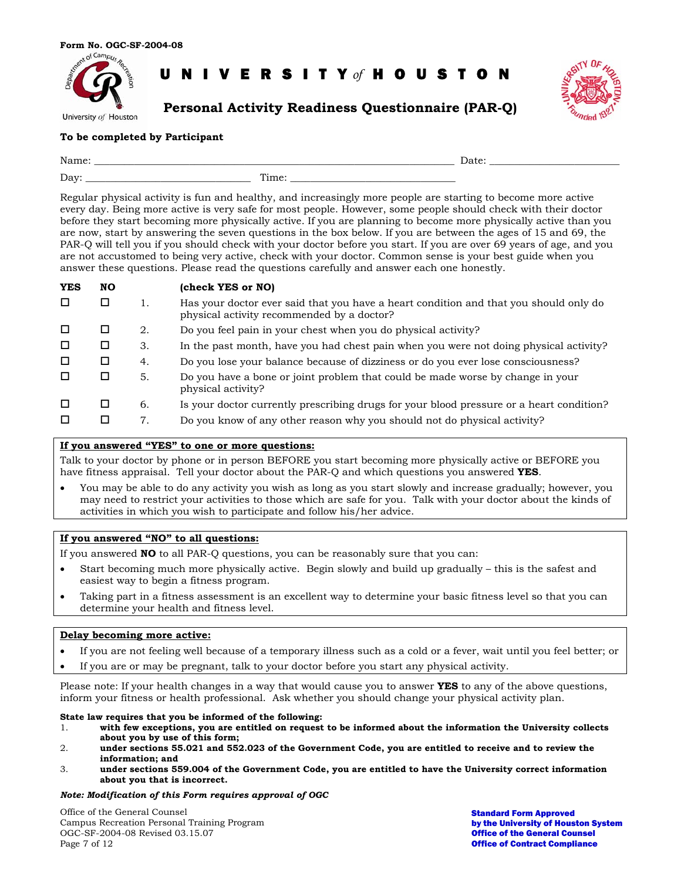Form No. OGC-SF-2004-08

# UNIVERSITY *of* HOUSTON

## Personal Activity Readiness Questionnaire (PAR-Q)

**To be completed by Participant**

Name: ______________________________________________ Date: ____________________

Day: ________________________ Time: ________________________

Regular physical activity is fun and healthy, and increasingly more people are starting to become more active every day. Being more active is very safe for most people. However, some people should check with their doctor before they start becoming more physically active. If you are planning to become more physically active than you are now, start by answering the seven questions in the box below. If you are between the ages of 15 and 69, the PAR-Q will tell you if you should check with your doctor before you start. If you are over 69 years of age, and you are not accustomed to being very active, check with your doctor. Common sense is your best guide when you answer these questions. Please read the questions carefully and answer each one honestly.

| YES | NO | | (check YES or NO) |
|---|---|---|---|
| ☐ | ☐ | 1. | Has your doctor ever said that you have a heart condition and that you should only do physical activity recommended by a doctor? |
| ☐ | ☐ | 2. | Do you feel pain in your chest when you do physical activity? |
| ☐ | ☐ | 3. | In the past month, have you had chest pain when you were not doing physical activity? |
| ☐ | ☐ | 4. | Do you lose your balance because of dizziness or do you ever lose consciousness? |
| ☐ | ☐ | 5. | Do you have a bone or joint problem that could be made worse by change in your physical activity? |
| ☐ | ☐ | 6. | Is your doctor currently prescribing drugs for your blood pressure or a heart condition? |
| ☐ | ☐ | 7. | Do you know of any other reason why you should not do physical activity? |

**<u>If you answered “YES” to one or more questions:</u>**

Talk to your doctor by phone or in person BEFORE you start becoming more physically active or BEFORE you have fitness appraisal. Tell your doctor about the PAR-Q and which questions you answered **YES**.

- You may be able to do any activity you wish as long as you start slowly and increase gradually; however, you may need to restrict your activities to those which are safe for you. Talk with your doctor about the kinds of activities in which you wish to participate and follow his/her advice.

**<u>If you answered “NO” to all questions:</u>**

If you answered **NO** to all PAR-Q questions, you can be reasonably sure that you can:

- Start becoming much more physically active. Begin slowly and build up gradually – this is the safest and easiest way to begin a fitness program.
- Taking part in a fitness assessment is an excellent way to determine your basic fitness level so that you can determine your health and fitness level.

**<u>Delay becoming more active:</u>**

- If you are not feeling well because of a temporary illness such as a cold or a fever, wait until you feel better; or
- If you are or may be pregnant, talk to your doctor before you start any physical activity.

Please note: If your health changes in a way that would cause you to answer **YES** to any of the above questions, inform your fitness or health professional. Ask whether you should change your physical activity plan.

**State law requires that you be informed of the following:**

1. **with few exceptions, you are entitled on request to be informed about the information the University collects about you by use of this form;**
2. **under sections 55.021 and 552.023 of the Government Code, you are entitled to receive and to review the information; and**
3. **under sections 559.004 of the Government Code, you are entitled to have the University correct information about you that is incorrect.**

***Note: Modification of this Form requires approval of OGC***

Office of the General Counsel
Campus Recreation Personal Training Program
OGC-SF-2004-08 Revised 03.15.07

**Standard Form Approved by the University of Houston System Office of the General Counsel Office of Contract Compliance**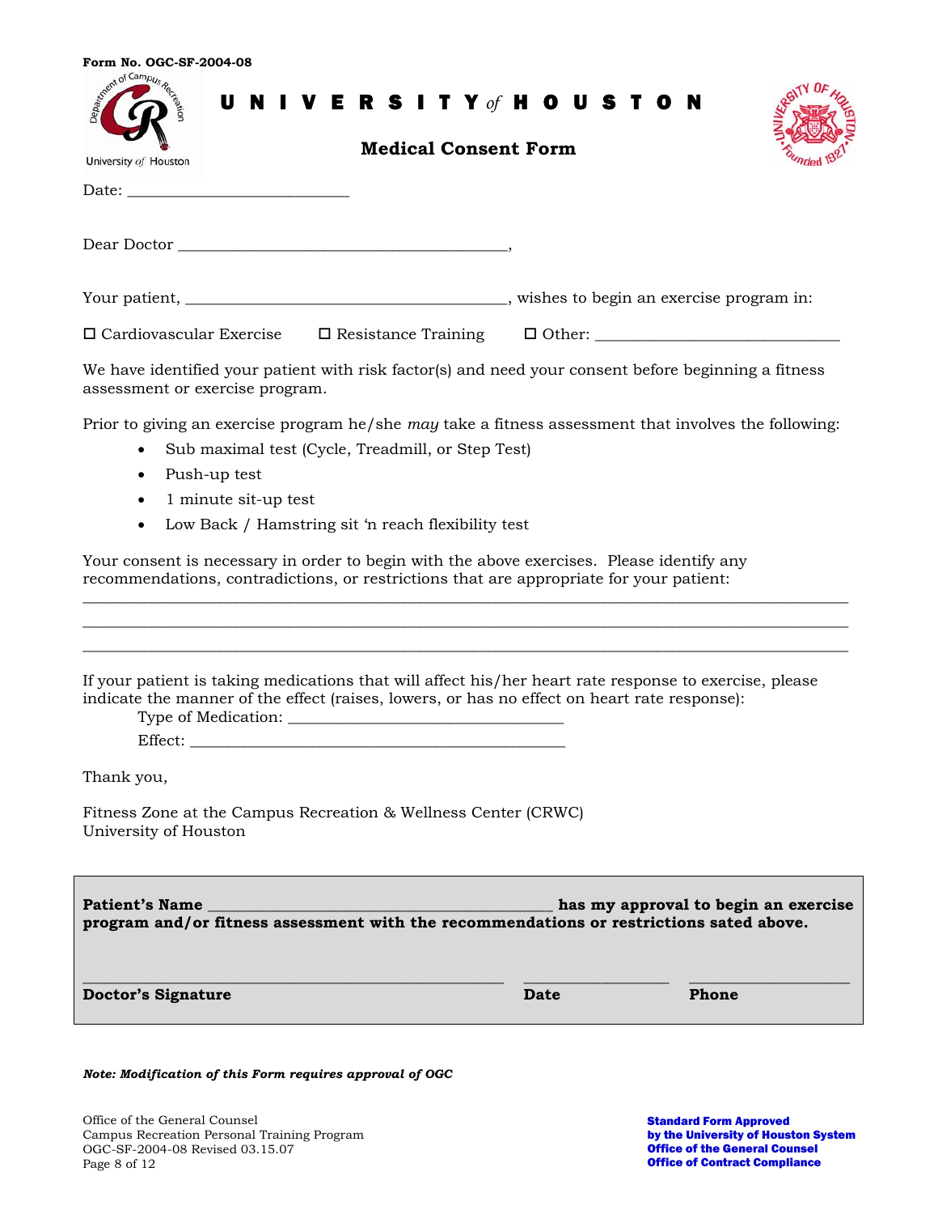Form No. OGC-SF-2004-08

# UNIVERSITY *of* HOUSTON

## Medical Consent Form

Date: ___________________________

Dear Doctor ________________________________________,

Your patient, _______________________________________, wishes to begin an exercise program in:

☐ Cardiovascular Exercise ☐ Resistance Training ☐ Other: ______________________________

We have identified your patient with risk factor(s) and need your consent before beginning a fitness assessment or exercise program.

Prior to giving an exercise program he/she *may* take a fitness assessment that involves the following:

- Sub maximal test (Cycle, Treadmill, or Step Test)
- Push-up test
- 1 minute sit-up test
- Low Back / Hamstring sit 'n reach flexibility test

Your consent is necessary in order to begin with the above exercises. Please identify any recommendations, contradictions, or restrictions that are appropriate for your patient:

______________________________________________________________________________

______________________________________________________________________________

______________________________________________________________________________

If your patient is taking medications that will affect his/her heart rate response to exercise, please indicate the manner of the effect (raises, lowers, or has no effect on heart rate response):

Type of Medication: __________________________________

Effect: ______________________________________________

Thank you,

Fitness Zone at the Campus Recreation & Wellness Center (CRWC)
University of Houston

**Patient's Name __________________________________________ has my approval to begin an exercise program and/or fitness assessment with the recommendations or restrictions sated above.**

| ____________________________________ | __________________ | ____________________ |
|---|---|---|
| **Doctor's Signature** | **Date** | **Phone** |

***Note: Modification of this Form requires approval of OGC***

Office of the General Counsel
Campus Recreation Personal Training Program
OGC-SF-2004-08 Revised 03.15.07

**Standard Form Approved by the University of Houston System Office of the General Counsel Office of Contract Compliance**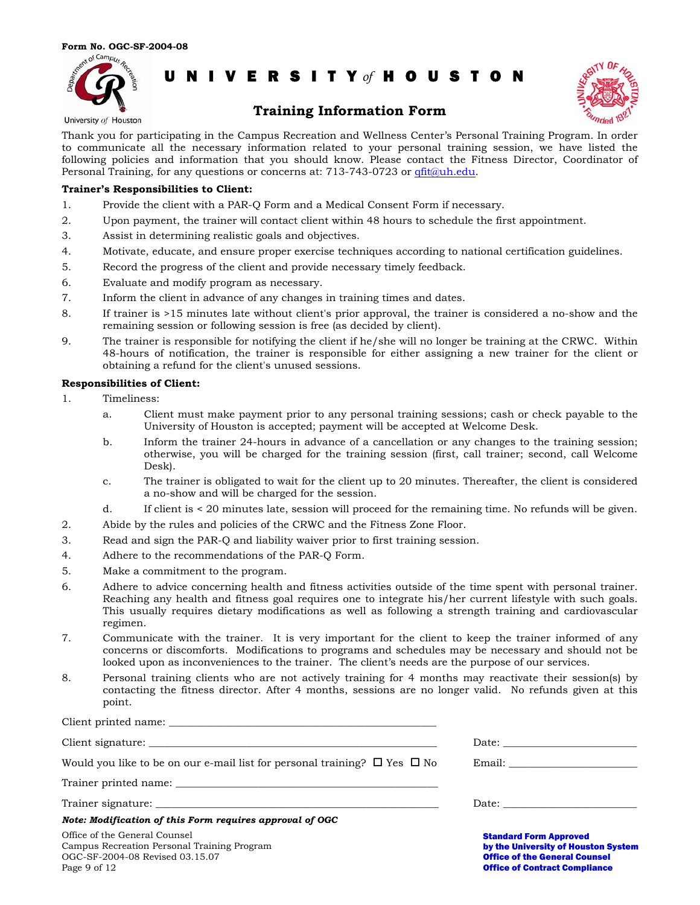Form No. OGC-SF-2004-08

# UNIVERSITY *of* HOUSTON

## Training Information Form

Thank you for participating in the Campus Recreation and Wellness Center's Personal Training Program. In order to communicate all the necessary information related to your personal training session, we have listed the following policies and information that you should know. Please contact the Fitness Director, Coordinator of Personal Training, for any questions or concerns at: 713-743-0723 or qfit@uh.edu.

**Trainer's Responsibilities to Client:**

1. Provide the client with a PAR-Q Form and a Medical Consent Form if necessary.
2. Upon payment, the trainer will contact client within 48 hours to schedule the first appointment.
3. Assist in determining realistic goals and objectives.
4. Motivate, educate, and ensure proper exercise techniques according to national certification guidelines.
5. Record the progress of the client and provide necessary timely feedback.
6. Evaluate and modify program as necessary.
7. Inform the client in advance of any changes in training times and dates.
8. If trainer is >15 minutes late without client's prior approval, the trainer is considered a no-show and the remaining session or following session is free (as decided by client).
9. The trainer is responsible for notifying the client if he/she will no longer be training at the CRWC. Within 48-hours of notification, the trainer is responsible for either assigning a new trainer for the client or obtaining a refund for the client's unused sessions.

**Responsibilities of Client:**

1. Timeliness:
   a. Client must make payment prior to any personal training sessions; cash or check payable to the University of Houston is accepted; payment will be accepted at Welcome Desk.
   b. Inform the trainer 24-hours in advance of a cancellation or any changes to the training session; otherwise, you will be charged for the training session (first, call trainer; second, call Welcome Desk).
   c. The trainer is obligated to wait for the client up to 20 minutes. Thereafter, the client is considered a no-show and will be charged for the session.
   d. If client is < 20 minutes late, session will proceed for the remaining time. No refunds will be given.
2. Abide by the rules and policies of the CRWC and the Fitness Zone Floor.
3. Read and sign the PAR-Q and liability waiver prior to first training session.
4. Adhere to the recommendations of the PAR-Q Form.
5. Make a commitment to the program.
6. Adhere to advice concerning health and fitness activities outside of the time spent with personal trainer. Reaching any health and fitness goal requires one to integrate his/her current lifestyle with such goals. This usually requires dietary modifications as well as following a strength training and cardiovascular regimen.
7. Communicate with the trainer. It is very important for the client to keep the trainer informed of any concerns or discomforts. Modifications to programs and schedules may be necessary and should not be looked upon as inconveniences to the trainer. The client's needs are the purpose of our services.
8. Personal training clients who are not actively training for 4 months may reactivate their session(s) by contacting the fitness director. After 4 months, sessions are no longer valid. No refunds given at this point.

Client printed name: ______________________________

Client signature: ______________________________ Date: ______________

Would you like to be on our e-mail list for personal training? ☐ Yes ☐ No Email: ______________

Trainer printed name: ______________________________

Trainer signature: ______________________________ Date: ______________

***Note: Modification of this Form requires approval of OGC***

Office of the General Counsel
Campus Recreation Personal Training Program
OGC-SF-2004-08 Revised 03.15.07

**Standard Form Approved by the University of Houston System Office of the General Counsel Office of Contract Compliance**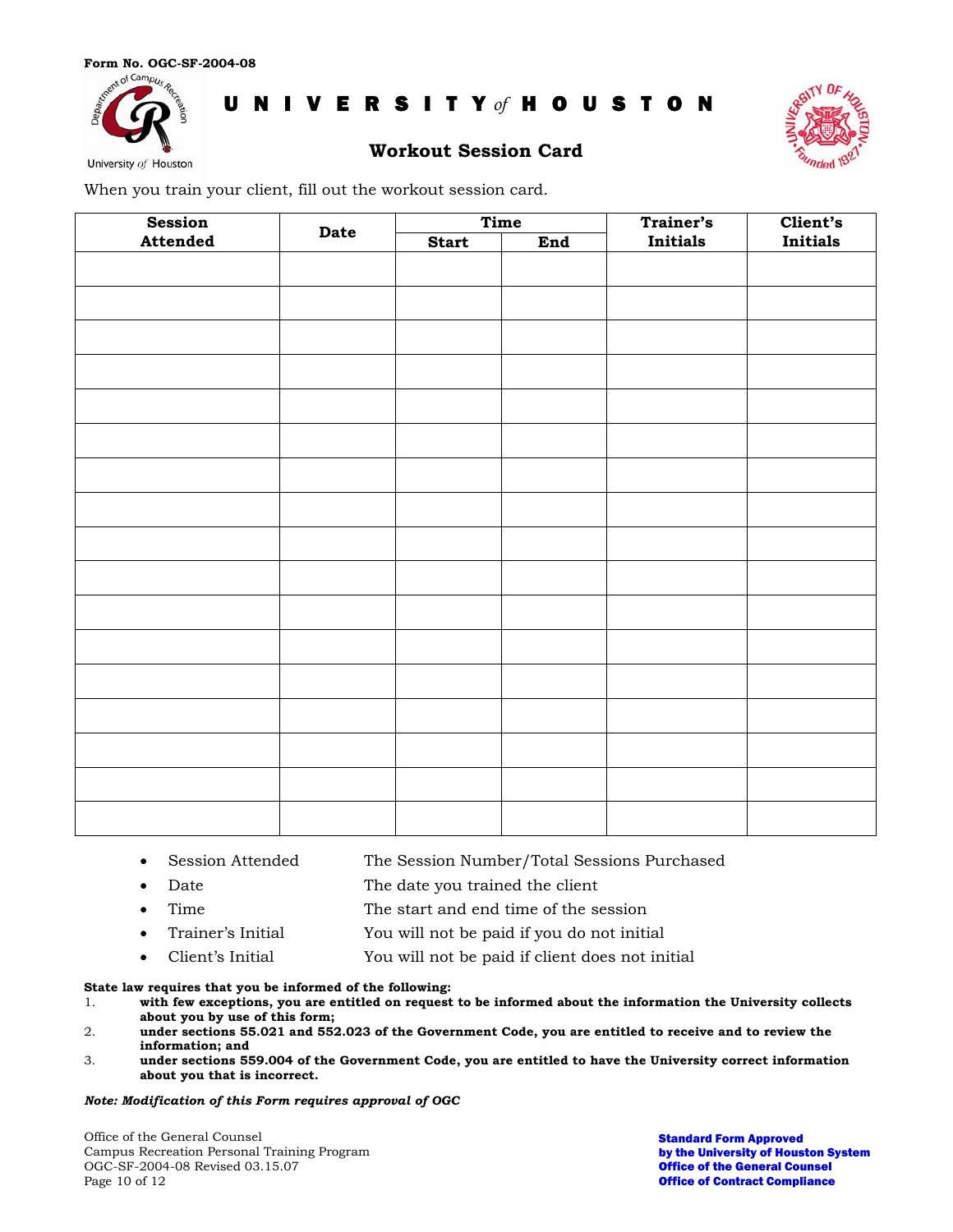Form No. OGC-SF-2004-08

# UNIVERSITY of HOUSTON

## Workout Session Card

When you train your client, fill out the workout session card.

| Session Attended | Date | Time | | Trainer's Initials | Client's Initials |
|---|---|---|---|---|---|
| | | Start | End | | |
| | | | | | |
| | | | | | |
| | | | | | |
| | | | | | |
| | | | | | |
| | | | | | |
| | | | | | |
| | | | | | |
| | | | | | |
| | | | | | |
| | | | | | |
| | | | | | |
| | | | | | |
| | | | | | |
| | | | | | |
| | | | | | |
| | | | | | |

- Session Attended — The Session Number/Total Sessions Purchased
- Date — The date you trained the client
- Time — The start and end time of the session
- Trainer's Initial — You will not be paid if you do not initial
- Client's Initial — You will not be paid if client does not initial

**State law requires that you be informed of the following:**

1. **with few exceptions, you are entitled on request to be informed about the information the University collects about you by use of this form;**
2. **under sections 55.021 and 552.023 of the Government Code, you are entitled to receive and to review the information; and**
3. **under sections 559.004 of the Government Code, you are entitled to have the University correct information about you that is incorrect.**

***Note: Modification of this Form requires approval of OGC***

Office of the General Counsel
Campus Recreation Personal Training Program
OGC-SF-2004-08 Revised 03.15.07

**Standard Form Approved by the University of Houston System Office of the General Counsel Office of Contract Compliance**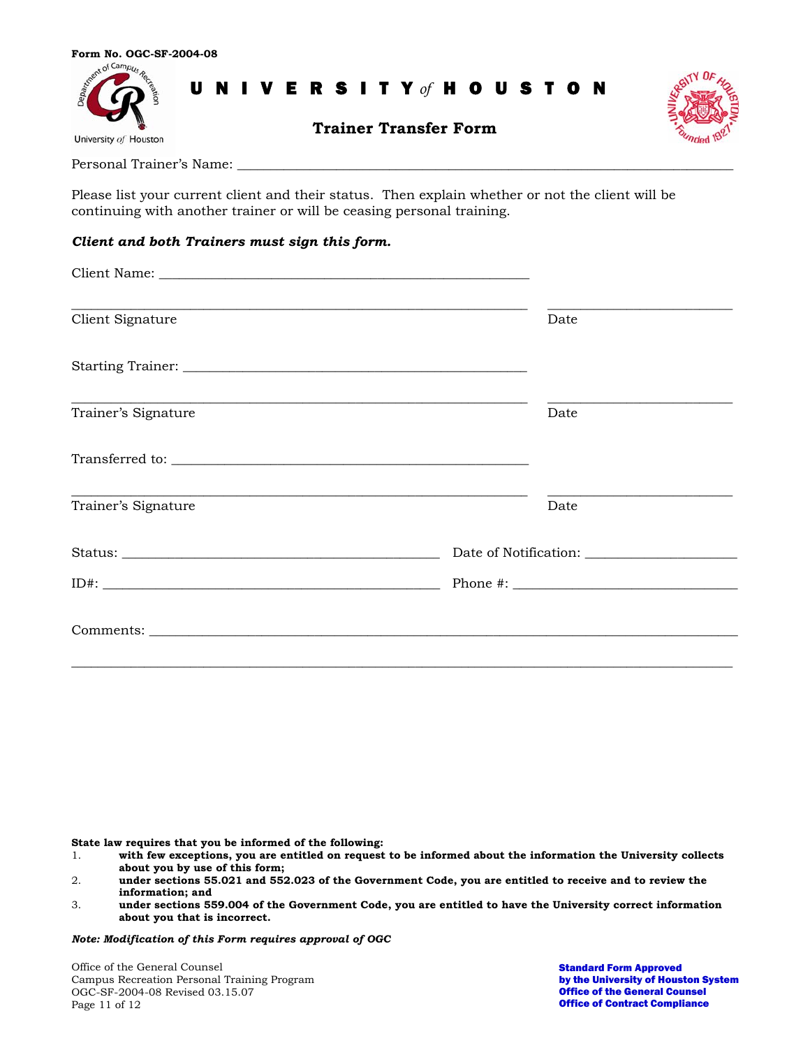Form No. OGC-SF-2004-08

# UNIVERSITY *of* HOUSTON

## Trainer Transfer Form

Personal Trainer's Name: ___________________________________________

Please list your current client and their status. Then explain whether or not the client will be continuing with another trainer or will be ceasing personal training.

***Client and both Trainers must sign this form.***

Client Name: ___________________________________

___________________________________ ____________________
Client Signature Date

Starting Trainer: ___________________________________

___________________________________ ____________________
Trainer's Signature Date

Transferred to: ___________________________________

___________________________________ ____________________
Trainer's Signature Date

Status: _____________________________ Date of Notification: ____________________

ID#: _____________________________ Phone #: ____________________

Comments: ___________________________________________

___________________________________________

**State law requires that you be informed of the following:**

1. **with few exceptions, you are entitled on request to be informed about the information the University collects about you by use of this form;**
2. **under sections 55.021 and 552.023 of the Government Code, you are entitled to receive and to review the information; and**
3. **under sections 559.004 of the Government Code, you are entitled to have the University correct information about you that is incorrect.**

***Note: Modification of this Form requires approval of OGC***

Office of the General Counsel
Campus Recreation Personal Training Program
OGC-SF-2004-08 Revised 03.15.07

**Standard Form Approved by the University of Houston System Office of the General Counsel Office of Contract Compliance**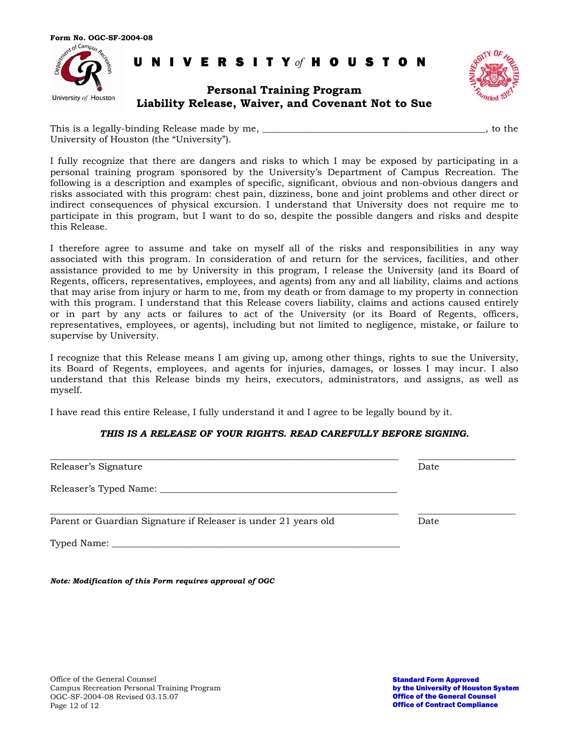Form No. OGC-SF-2004-08

# UNIVERSITY *of* HOUSTON

## Personal Training Program
## Liability Release, Waiver, and Covenant Not to Sue

This is a legally-binding Release made by me, _____________________________________________, to the University of Houston (the "University").

I fully recognize that there are dangers and risks to which I may be exposed by participating in a personal training program sponsored by the University's Department of Campus Recreation. The following is a description and examples of specific, significant, obvious and non-obvious dangers and risks associated with this program: chest pain, dizziness, bone and joint problems and other direct or indirect consequences of physical excursion. I understand that University does not require me to participate in this program, but I want to do so, despite the possible dangers and risks and despite this Release.

I therefore agree to assume and take on myself all of the risks and responsibilities in any way associated with this program. In consideration of and return for the services, facilities, and other assistance provided to me by University in this program, I release the University (and its Board of Regents, officers, representatives, employees, and agents) from any and all liability, claims and actions that may arise from injury or harm to me, from my death or from damage to my property in connection with this program. I understand that this Release covers liability, claims and actions caused entirely or in part by any acts or failures to act of the University (or its Board of Regents, officers, representatives, employees, or agents), including but not limited to negligence, mistake, or failure to supervise by University.

I recognize that this Release means I am giving up, among other things, rights to sue the University, its Board of Regents, employees, and agents for injuries, damages, or losses I may incur. I also understand that this Release binds my heirs, executors, administrators, and assigns, as well as myself.

I have read this entire Release, I fully understand it and I agree to be legally bound by it.

***THIS IS A RELEASE OF YOUR RIGHTS. READ CAREFULLY BEFORE SIGNING.***

_______________________________________________________________________ ____________________

Releaser's Signature Date

Releaser's Typed Name: _______________________________________________

_______________________________________________________________________ ____________________

Parent or Guardian Signature if Releaser is under 21 years old Date

Typed Name: ___________________________________________________________

***Note: Modification of this Form requires approval of OGC***

Office of the General Counsel
Campus Recreation Personal Training Program
OGC-SF-2004-08 Revised 03.15.07

**Standard Form Approved**
**by the University of Houston System**
**Office of the General Counsel**
**Office of Contract Compliance**